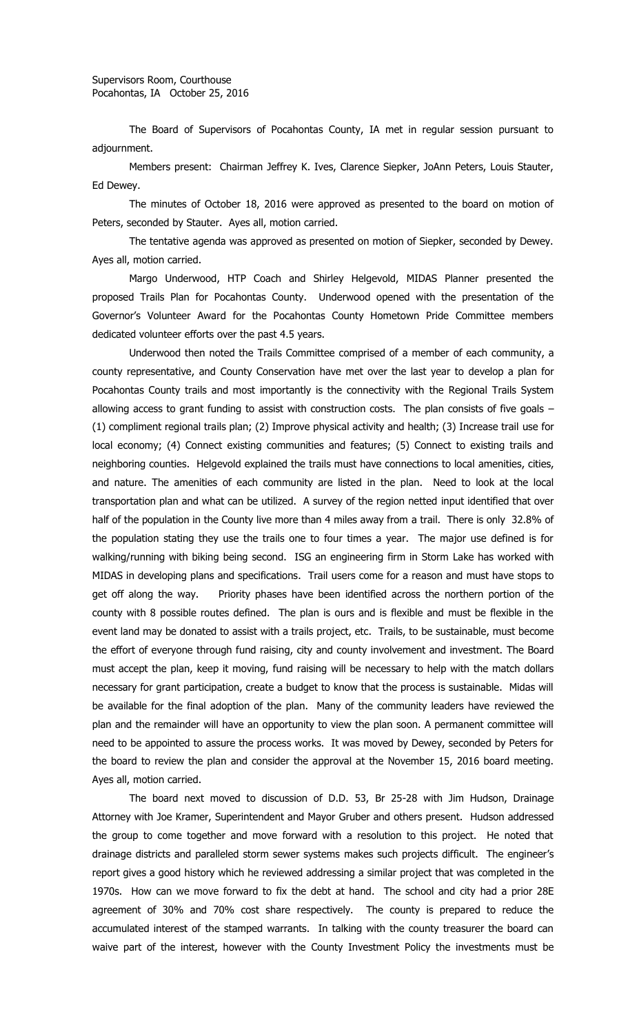Supervisors Room, Courthouse
Pocahontas, IA October 25, 2016

The Board of Supervisors of Pocahontas County, IA met in regular session pursuant to adjournment.

Members present: Chairman Jeffrey K. Ives, Clarence Siepker, JoAnn Peters, Louis Stauter, Ed Dewey.

The minutes of October 18, 2016 were approved as presented to the board on motion of Peters, seconded by Stauter. Ayes all, motion carried.

The tentative agenda was approved as presented on motion of Siepker, seconded by Dewey. Ayes all, motion carried.

Margo Underwood, HTP Coach and Shirley Helgevold, MIDAS Planner presented the proposed Trails Plan for Pocahontas County. Underwood opened with the presentation of the Governor's Volunteer Award for the Pocahontas County Hometown Pride Committee members dedicated volunteer efforts over the past 4.5 years.

Underwood then noted the Trails Committee comprised of a member of each community, a county representative, and County Conservation have met over the last year to develop a plan for Pocahontas County trails and most importantly is the connectivity with the Regional Trails System allowing access to grant funding to assist with construction costs. The plan consists of five goals – (1) compliment regional trails plan; (2) Improve physical activity and health; (3) Increase trail use for local economy; (4) Connect existing communities and features; (5) Connect to existing trails and neighboring counties. Helgevold explained the trails must have connections to local amenities, cities, and nature. The amenities of each community are listed in the plan. Need to look at the local transportation plan and what can be utilized. A survey of the region netted input identified that over half of the population in the County live more than 4 miles away from a trail. There is only 32.8% of the population stating they use the trails one to four times a year. The major use defined is for walking/running with biking being second. ISG an engineering firm in Storm Lake has worked with MIDAS in developing plans and specifications. Trail users come for a reason and must have stops to get off along the way. Priority phases have been identified across the northern portion of the county with 8 possible routes defined. The plan is ours and is flexible and must be flexible in the event land may be donated to assist with a trails project, etc. Trails, to be sustainable, must become the effort of everyone through fund raising, city and county involvement and investment. The Board must accept the plan, keep it moving, fund raising will be necessary to help with the match dollars necessary for grant participation, create a budget to know that the process is sustainable. Midas will be available for the final adoption of the plan. Many of the community leaders have reviewed the plan and the remainder will have an opportunity to view the plan soon. A permanent committee will need to be appointed to assure the process works. It was moved by Dewey, seconded by Peters for the board to review the plan and consider the approval at the November 15, 2016 board meeting. Ayes all, motion carried.

The board next moved to discussion of D.D. 53, Br 25-28 with Jim Hudson, Drainage Attorney with Joe Kramer, Superintendent and Mayor Gruber and others present. Hudson addressed the group to come together and move forward with a resolution to this project. He noted that drainage districts and paralleled storm sewer systems makes such projects difficult. The engineer's report gives a good history which he reviewed addressing a similar project that was completed in the 1970s. How can we move forward to fix the debt at hand. The school and city had a prior 28E agreement of 30% and 70% cost share respectively. The county is prepared to reduce the accumulated interest of the stamped warrants. In talking with the county treasurer the board can waive part of the interest, however with the County Investment Policy the investments must be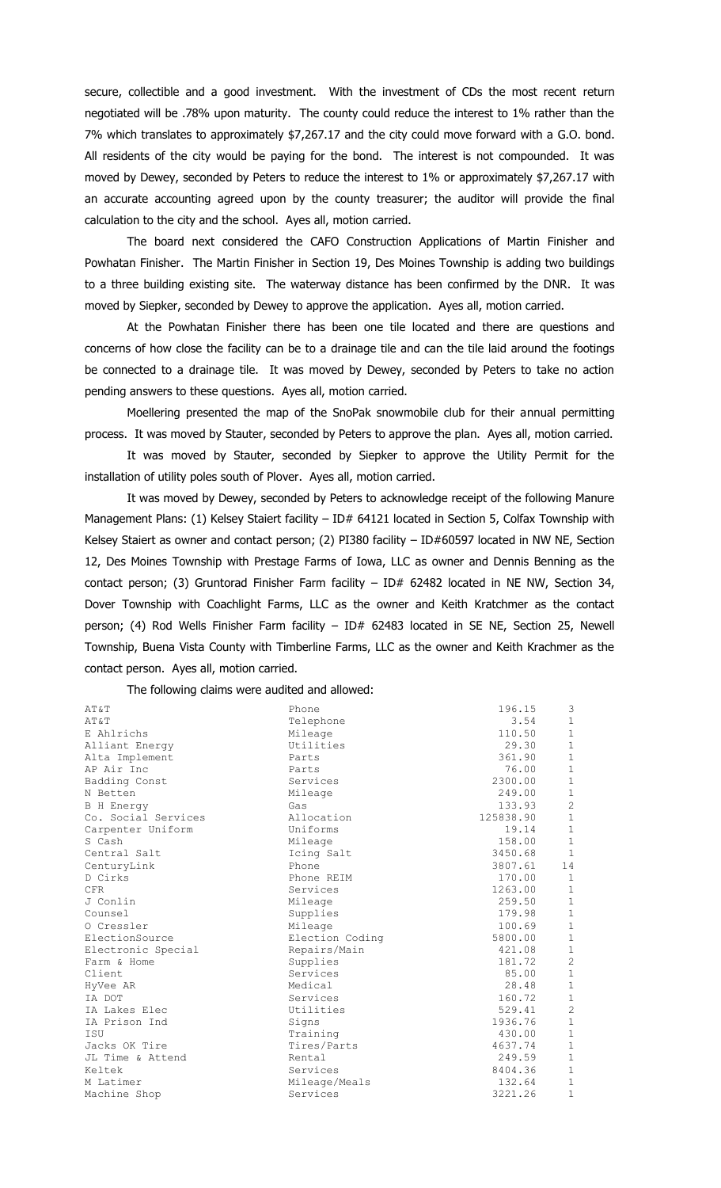secure, collectible and a good investment. With the investment of CDs the most recent return negotiated will be .78% upon maturity. The county could reduce the interest to 1% rather than the 7% which translates to approximately $7,267.17 and the city could move forward with a G.O. bond. All residents of the city would be paying for the bond. The interest is not compounded. It was moved by Dewey, seconded by Peters to reduce the interest to 1% or approximately $7,267.17 with an accurate accounting agreed upon by the county treasurer; the auditor will provide the final calculation to the city and the school. Ayes all, motion carried.

The board next considered the CAFO Construction Applications of Martin Finisher and Powhatan Finisher. The Martin Finisher in Section 19, Des Moines Township is adding two buildings to a three building existing site. The waterway distance has been confirmed by the DNR. It was moved by Siepker, seconded by Dewey to approve the application. Ayes all, motion carried.

At the Powhatan Finisher there has been one tile located and there are questions and concerns of how close the facility can be to a drainage tile and can the tile laid around the footings be connected to a drainage tile. It was moved by Dewey, seconded by Peters to take no action pending answers to these questions. Ayes all, motion carried.

Moellering presented the map of the SnoPak snowmobile club for their annual permitting process. It was moved by Stauter, seconded by Peters to approve the plan. Ayes all, motion carried.

It was moved by Stauter, seconded by Siepker to approve the Utility Permit for the installation of utility poles south of Plover. Ayes all, motion carried.

It was moved by Dewey, seconded by Peters to acknowledge receipt of the following Manure Management Plans: (1) Kelsey Staiert facility – ID# 64121 located in Section 5, Colfax Township with Kelsey Staiert as owner and contact person; (2) PI380 facility – ID#60597 located in NW NE, Section 12, Des Moines Township with Prestage Farms of Iowa, LLC as owner and Dennis Benning as the contact person; (3) Gruntorad Finisher Farm facility – ID# 62482 located in NE NW, Section 34, Dover Township with Coachlight Farms, LLC as the owner and Keith Kratchmer as the contact person; (4) Rod Wells Finisher Farm facility – ID# 62483 located in SE NE, Section 25, Newell Township, Buena Vista County with Timberline Farms, LLC as the owner and Keith Krachmer as the contact person. Ayes all, motion carried.

The following claims were audited and allowed:

| | | | |
|---|---|---|---|
| AT&T | Phone | 196.15 | 3 |
| AT&T | Telephone | 3.54 | 1 |
| E Ahlrichs | Mileage | 110.50 | 1 |
| Alliant Energy | Utilities | 29.30 | 1 |
| Alta Implement | Parts | 361.90 | 1 |
| AP Air Inc | Parts | 76.00 | 1 |
| Badding Const | Services | 2300.00 | 1 |
| N Betten | Mileage | 249.00 | 1 |
| B H Energy | Gas | 133.93 | 2 |
| Co. Social Services | Allocation | 125838.90 | 1 |
| Carpenter Uniform | Uniforms | 19.14 | 1 |
| S Cash | Mileage | 158.00 | 1 |
| Central Salt | Icing Salt | 3450.68 | 1 |
| CenturyLink | Phone | 3807.61 | 14 |
| D Cirks | Phone REIM | 170.00 | 1 |
| CFR | Services | 1263.00 | 1 |
| J Conlin | Mileage | 259.50 | 1 |
| Counsel | Supplies | 179.98 | 1 |
| O Cressler | Mileage | 100.69 | 1 |
| ElectionSource | Election Coding | 5800.00 | 1 |
| Electronic Special | Repairs/Main | 421.08 | 1 |
| Farm & Home | Supplies | 181.72 | 2 |
| Client | Services | 85.00 | 1 |
| HyVee AR | Medical | 28.48 | 1 |
| IA DOT | Services | 160.72 | 1 |
| IA Lakes Elec | Utilities | 529.41 | 2 |
| IA Prison Ind | Signs | 1936.76 | 1 |
| ISU | Training | 430.00 | 1 |
| Jacks OK Tire | Tires/Parts | 4637.74 | 1 |
| JL Time & Attend | Rental | 249.59 | 1 |
| Keltek | Services | 8404.36 | 1 |
| M Latimer | Mileage/Meals | 132.64 | 1 |
| Machine Shop | Services | 3221.26 | 1 |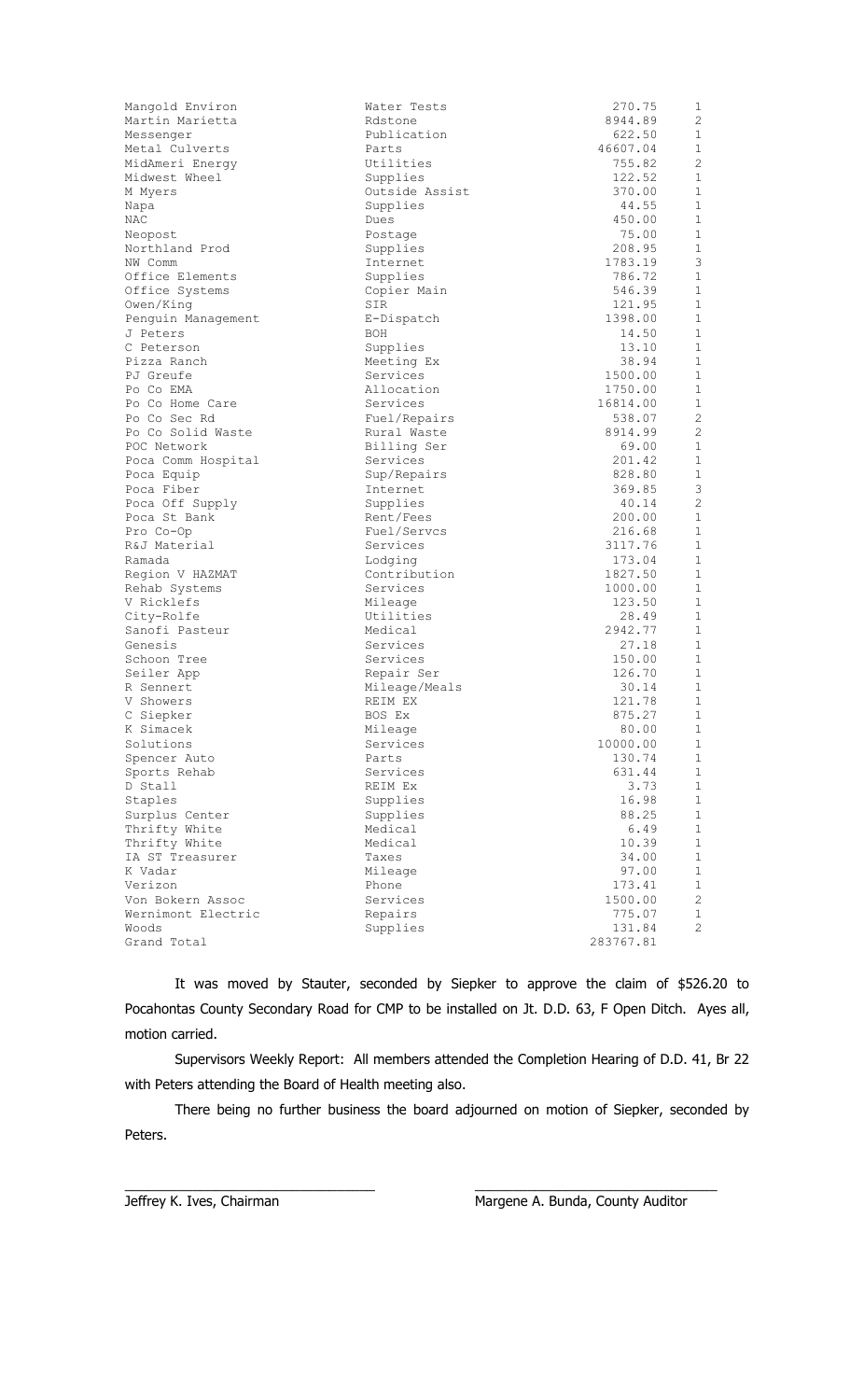| | | | |
|---|---|---|---|
| Mangold Environ | Water Tests | 270.75 | 1 |
| Martin Marietta | Rdstone | 8944.89 | 2 |
| Messenger | Publication | 622.50 | 1 |
| Metal Culverts | Parts | 46607.04 | 1 |
| MidAmeri Energy | Utilities | 755.82 | 2 |
| Midwest Wheel | Supplies | 122.52 | 1 |
| M Myers | Outside Assist | 370.00 | 1 |
| Napa | Supplies | 44.55 | 1 |
| NAC | Dues | 450.00 | 1 |
| Neopost | Postage | 75.00 | 1 |
| Northland Prod | Supplies | 208.95 | 1 |
| NW Comm | Internet | 1783.19 | 3 |
| Office Elements | Supplies | 786.72 | 1 |
| Office Systems | Copier Main | 546.39 | 1 |
| Owen/King | SIR | 121.95 | 1 |
| Penguin Management | E-Dispatch | 1398.00 | 1 |
| J Peters | BOH | 14.50 | 1 |
| C Peterson | Supplies | 13.10 | 1 |
| Pizza Ranch | Meeting Ex | 38.94 | 1 |
| PJ Greufe | Services | 1500.00 | 1 |
| Po Co EMA | Allocation | 1750.00 | 1 |
| Po Co Home Care | Services | 16814.00 | 1 |
| Po Co Sec Rd | Fuel/Repairs | 538.07 | 2 |
| Po Co Solid Waste | Rural Waste | 8914.99 | 2 |
| POC Network | Billing Ser | 69.00 | 1 |
| Poca Comm Hospital | Services | 201.42 | 1 |
| Poca Equip | Sup/Repairs | 828.80 | 1 |
| Poca Fiber | Internet | 369.85 | 3 |
| Poca Off Supply | Supplies | 40.14 | 2 |
| Poca St Bank | Rent/Fees | 200.00 | 1 |
| Pro Co-Op | Fuel/Servcs | 216.68 | 1 |
| R&J Material | Services | 3117.76 | 1 |
| Ramada | Lodging | 173.04 | 1 |
| Region V HAZMAT | Contribution | 1827.50 | 1 |
| Rehab Systems | Services | 1000.00 | 1 |
| V Ricklefs | Mileage | 123.50 | 1 |
| City-Rolfe | Utilities | 28.49 | 1 |
| Sanofi Pasteur | Medical | 2942.77 | 1 |
| Genesis | Services | 27.18 | 1 |
| Schoon Tree | Services | 150.00 | 1 |
| Seiler App | Repair Ser | 126.70 | 1 |
| R Sennert | Mileage/Meals | 30.14 | 1 |
| V Showers | REIM EX | 121.78 | 1 |
| C Siepker | BOS Ex | 875.27 | 1 |
| K Simacek | Mileage | 80.00 | 1 |
| Solutions | Services | 10000.00 | 1 |
| Spencer Auto | Parts | 130.74 | 1 |
| Sports Rehab | Services | 631.44 | 1 |
| D Stall | REIM Ex | 3.73 | 1 |
| Staples | Supplies | 16.98 | 1 |
| Surplus Center | Supplies | 88.25 | 1 |
| Thrifty White | Medical | 6.49 | 1 |
| Thrifty White | Medical | 10.39 | 1 |
| IA ST Treasurer | Taxes | 34.00 | 1 |
| K Vadar | Mileage | 97.00 | 1 |
| Verizon | Phone | 173.41 | 1 |
| Von Bokern Assoc | Services | 1500.00 | 2 |
| Wernimont Electric | Repairs | 775.07 | 1 |
| Woods | Supplies | 131.84 | 2 |
| Grand Total | | 283767.81 | |

It was moved by Stauter, seconded by Siepker to approve the claim of $526.20 to Pocahontas County Secondary Road for CMP to be installed on Jt. D.D. 63, F Open Ditch. Ayes all, motion carried.

Supervisors Weekly Report: All members attended the Completion Hearing of D.D. 41, Br 22 with Peters attending the Board of Health meeting also.

There being no further business the board adjourned on motion of Siepker, seconded by Peters.

\_\_\_\_\_\_\_\_\_\_\_\_\_\_\_\_\_\_\_\_\_\_\_\_\_\_\_\_\_\_\_\_ \_\_\_\_\_\_\_\_\_\_\_\_\_\_\_\_\_\_\_\_\_\_\_\_\_\_\_\_\_\_\_\_

Jeffrey K. Ives, Chairman Margene A. Bunda, County Auditor